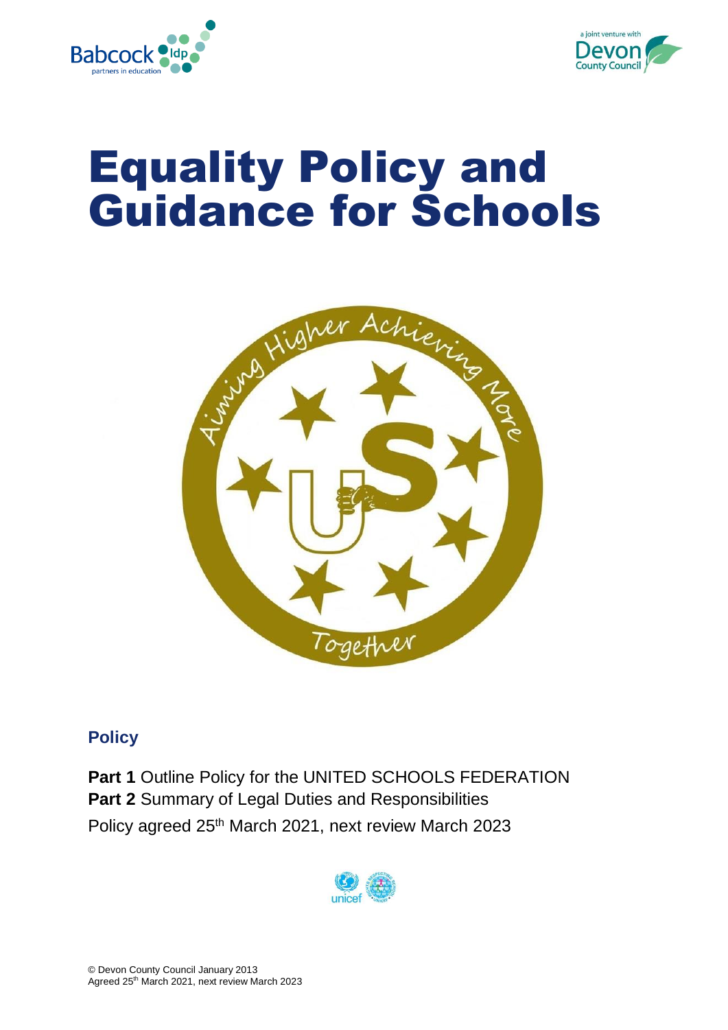# Equality Policy and Guidance for Schools

## Policy

**Part 1** Outline Policy for the UNITED SCHOOLS FEDERATION
**Part 2** Summary of Legal Duties and Responsibilities
Policy agreed 25th March 2021, next review March 2023

© Devon County Council January 2013
Agreed 25th March 2021, next review March 2023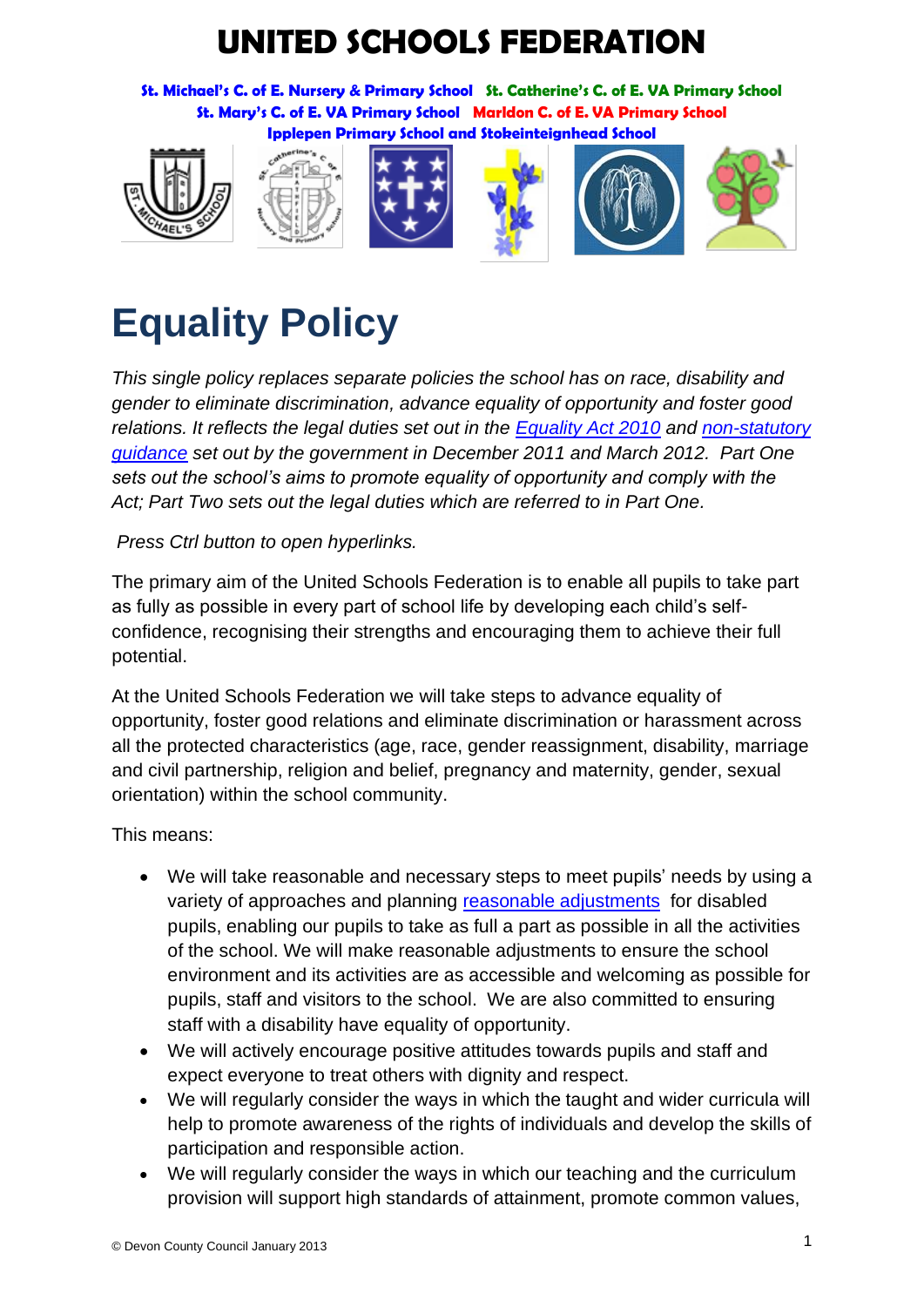# UNITED SCHOOLS FEDERATION

**St. Michael's C. of E. Nursery & Primary School St. Catherine's C. of E. VA Primary School St. Mary's C. of E. VA Primary School Marldon C. of E. VA Primary School Ipplepen Primary School and Stokeinteignhead School**

# Equality Policy

*This single policy replaces separate policies the school has on race, disability and gender to eliminate discrimination, advance equality of opportunity and foster good relations. It reflects the legal duties set out in the [Equality Act 2010]() and [non-statutory guidance]() set out by the government in December 2011 and March 2012. Part One sets out the school's aims to promote equality of opportunity and comply with the Act; Part Two sets out the legal duties which are referred to in Part One.*

*Press Ctrl button to open hyperlinks.*

The primary aim of the United Schools Federation is to enable all pupils to take part as fully as possible in every part of school life by developing each child's self-confidence, recognising their strengths and encouraging them to achieve their full potential.

At the United Schools Federation we will take steps to advance equality of opportunity, foster good relations and eliminate discrimination or harassment across all the protected characteristics (age, race, gender reassignment, disability, marriage and civil partnership, religion and belief, pregnancy and maternity, gender, sexual orientation) within the school community.

This means:

- We will take reasonable and necessary steps to meet pupils' needs by using a variety of approaches and planning [reasonable adjustments]() for disabled pupils, enabling our pupils to take as full a part as possible in all the activities of the school. We will make reasonable adjustments to ensure the school environment and its activities are as accessible and welcoming as possible for pupils, staff and visitors to the school. We are also committed to ensuring staff with a disability have equality of opportunity.
- We will actively encourage positive attitudes towards pupils and staff and expect everyone to treat others with dignity and respect.
- We will regularly consider the ways in which the taught and wider curricula will help to promote awareness of the rights of individuals and develop the skills of participation and responsible action.
- We will regularly consider the ways in which our teaching and the curriculum provision will support high standards of attainment, promote common values,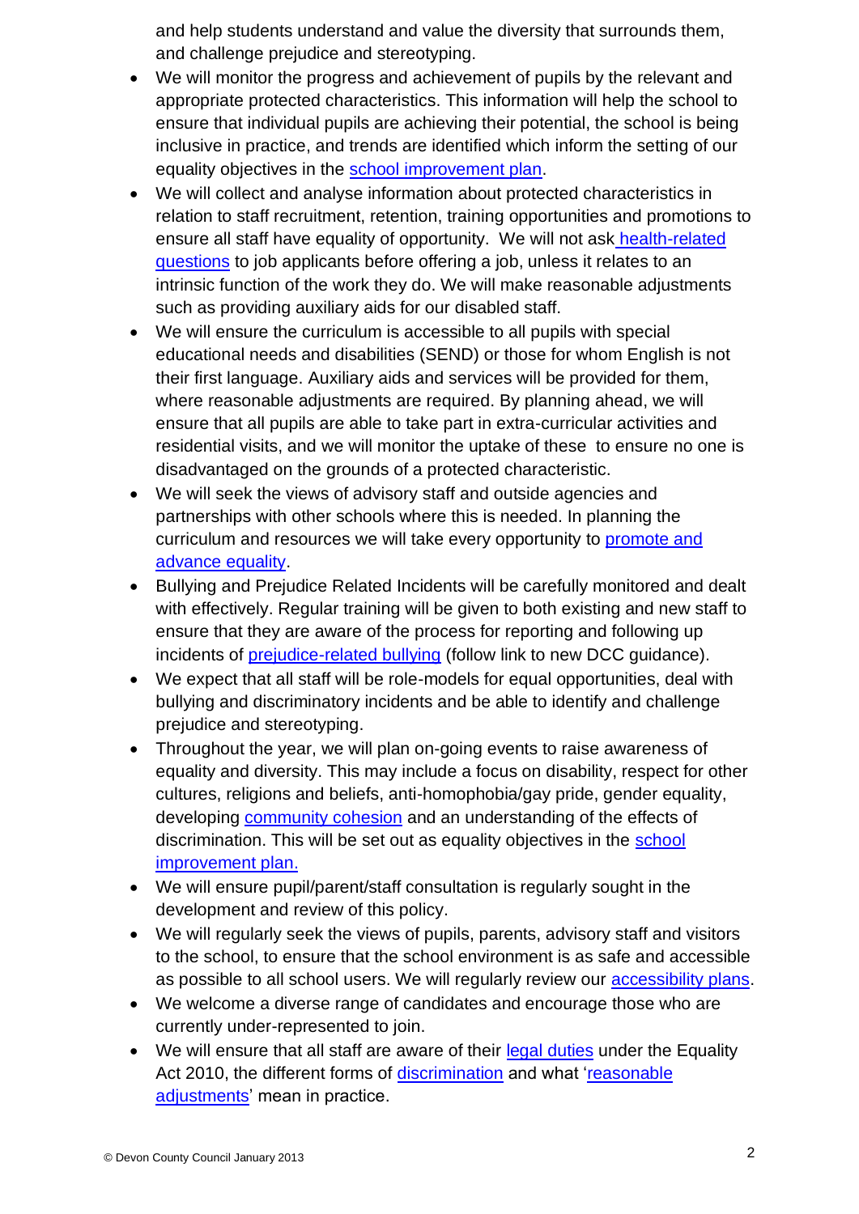and help students understand and value the diversity that surrounds them, and challenge prejudice and stereotyping.

- We will monitor the progress and achievement of pupils by the relevant and appropriate protected characteristics. This information will help the school to ensure that individual pupils are achieving their potential, the school is being inclusive in practice, and trends are identified which inform the setting of our equality objectives in the school improvement plan.
- We will collect and analyse information about protected characteristics in relation to staff recruitment, retention, training opportunities and promotions to ensure all staff have equality of opportunity. We will not ask health-related questions to job applicants before offering a job, unless it relates to an intrinsic function of the work they do. We will make reasonable adjustments such as providing auxiliary aids for our disabled staff.
- We will ensure the curriculum is accessible to all pupils with special educational needs and disabilities (SEND) or those for whom English is not their first language. Auxiliary aids and services will be provided for them, where reasonable adjustments are required. By planning ahead, we will ensure that all pupils are able to take part in extra-curricular activities and residential visits, and we will monitor the uptake of these to ensure no one is disadvantaged on the grounds of a protected characteristic.
- We will seek the views of advisory staff and outside agencies and partnerships with other schools where this is needed. In planning the curriculum and resources we will take every opportunity to promote and advance equality.
- Bullying and Prejudice Related Incidents will be carefully monitored and dealt with effectively. Regular training will be given to both existing and new staff to ensure that they are aware of the process for reporting and following up incidents of prejudice-related bullying (follow link to new DCC guidance).
- We expect that all staff will be role-models for equal opportunities, deal with bullying and discriminatory incidents and be able to identify and challenge prejudice and stereotyping.
- Throughout the year, we will plan on-going events to raise awareness of equality and diversity. This may include a focus on disability, respect for other cultures, religions and beliefs, anti-homophobia/gay pride, gender equality, developing community cohesion and an understanding of the effects of discrimination. This will be set out as equality objectives in the school improvement plan.
- We will ensure pupil/parent/staff consultation is regularly sought in the development and review of this policy.
- We will regularly seek the views of pupils, parents, advisory staff and visitors to the school, to ensure that the school environment is as safe and accessible as possible to all school users. We will regularly review our accessibility plans.
- We welcome a diverse range of candidates and encourage those who are currently under-represented to join.
- We will ensure that all staff are aware of their legal duties under the Equality Act 2010, the different forms of discrimination and what 'reasonable adjustments' mean in practice.

© Devon County Council January 2013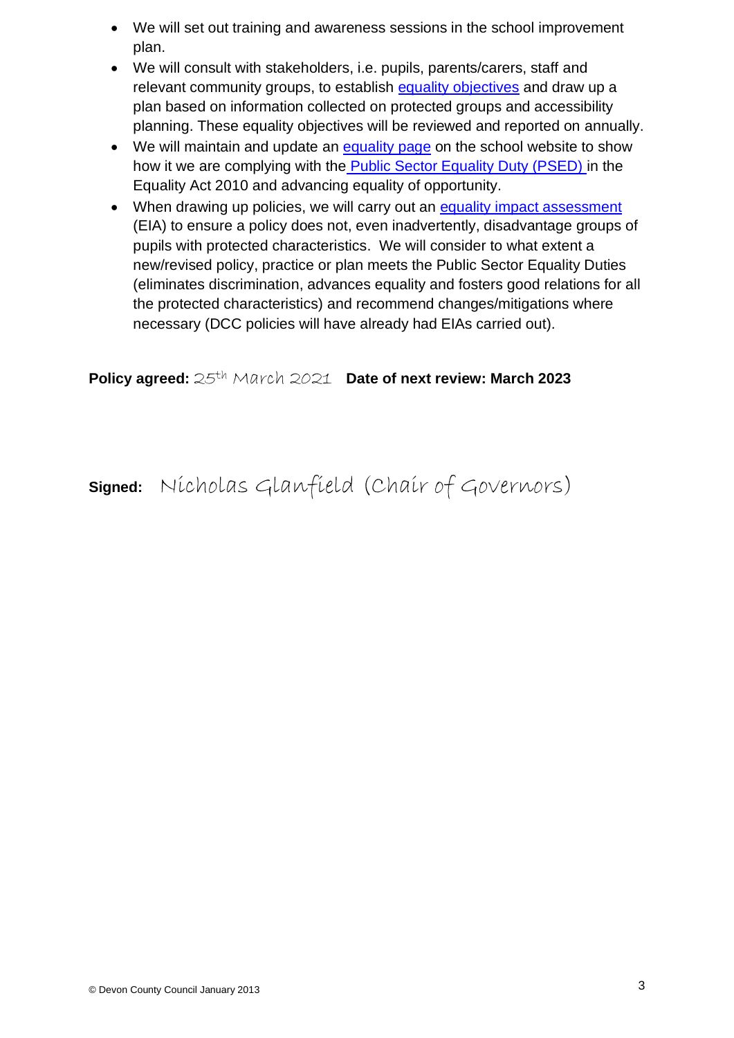- We will set out training and awareness sessions in the school improvement plan.
- We will consult with stakeholders, i.e. pupils, parents/carers, staff and relevant community groups, to establish equality objectives and draw up a plan based on information collected on protected groups and accessibility planning. These equality objectives will be reviewed and reported on annually.
- We will maintain and update an equality page on the school website to show how it we are complying with the Public Sector Equality Duty (PSED) in the Equality Act 2010 and advancing equality of opportunity.
- When drawing up policies, we will carry out an equality impact assessment (EIA) to ensure a policy does not, even inadvertently, disadvantage groups of pupils with protected characteristics. We will consider to what extent a new/revised policy, practice or plan meets the Public Sector Equality Duties (eliminates discrimination, advances equality and fosters good relations for all the protected characteristics) and recommend changes/mitigations where necessary (DCC policies will have already had EIAs carried out).

**Policy agreed:** 25th March 2021 **Date of next review: March 2023**

**Signed:** Nicholas Glanfield (Chair of Governors)

© Devon County Council January 2013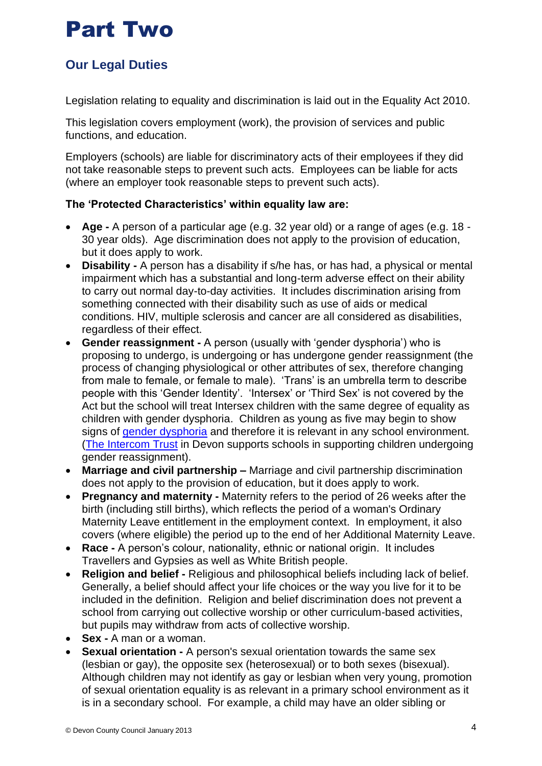# Part Two

## Our Legal Duties

Legislation relating to equality and discrimination is laid out in the Equality Act 2010.

This legislation covers employment (work), the provision of services and public functions, and education.

Employers (schools) are liable for discriminatory acts of their employees if they did not take reasonable steps to prevent such acts. Employees can be liable for acts (where an employer took reasonable steps to prevent such acts).

**The 'Protected Characteristics' within equality law are:**

- **Age -** A person of a particular age (e.g. 32 year old) or a range of ages (e.g. 18 - 30 year olds). Age discrimination does not apply to the provision of education, but it does apply to work.
- **Disability -** A person has a disability if s/he has, or has had, a physical or mental impairment which has a substantial and long-term adverse effect on their ability to carry out normal day-to-day activities. It includes discrimination arising from something connected with their disability such as use of aids or medical conditions. HIV, multiple sclerosis and cancer are all considered as disabilities, regardless of their effect.
- **Gender reassignment -** A person (usually with 'gender dysphoria') who is proposing to undergo, is undergoing or has undergone gender reassignment (the process of changing physiological or other attributes of sex, therefore changing from male to female, or female to male). 'Trans' is an umbrella term to describe people with this 'Gender Identity'. 'Intersex' or 'Third Sex' is not covered by the Act but the school will treat Intersex children with the same degree of equality as children with gender dysphoria. Children as young as five may begin to show signs of gender dysphoria and therefore it is relevant in any school environment. (The Intercom Trust in Devon supports schools in supporting children undergoing gender reassignment).
- **Marriage and civil partnership –** Marriage and civil partnership discrimination does not apply to the provision of education, but it does apply to work.
- **Pregnancy and maternity -** Maternity refers to the period of 26 weeks after the birth (including still births), which reflects the period of a woman's Ordinary Maternity Leave entitlement in the employment context. In employment, it also covers (where eligible) the period up to the end of her Additional Maternity Leave.
- **Race -** A person's colour, nationality, ethnic or national origin. It includes Travellers and Gypsies as well as White British people.
- **Religion and belief -** Religious and philosophical beliefs including lack of belief. Generally, a belief should affect your life choices or the way you live for it to be included in the definition. Religion and belief discrimination does not prevent a school from carrying out collective worship or other curriculum-based activities, but pupils may withdraw from acts of collective worship.
- **Sex -** A man or a woman.
- **Sexual orientation -** A person's sexual orientation towards the same sex (lesbian or gay), the opposite sex (heterosexual) or to both sexes (bisexual). Although children may not identify as gay or lesbian when very young, promotion of sexual orientation equality is as relevant in a primary school environment as it is in a secondary school. For example, a child may have an older sibling or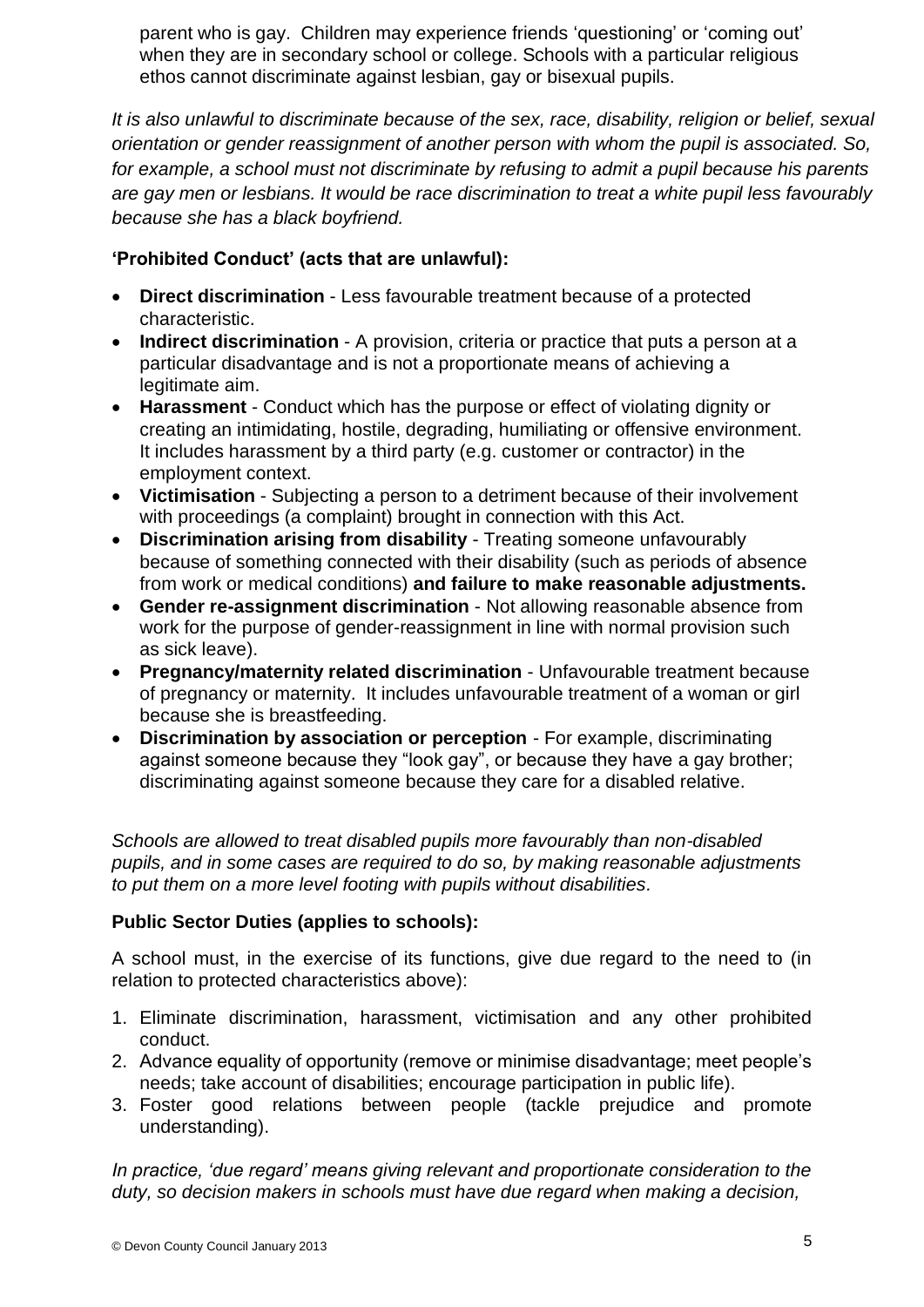parent who is gay. Children may experience friends 'questioning' or 'coming out' when they are in secondary school or college. Schools with a particular religious ethos cannot discriminate against lesbian, gay or bisexual pupils.

*It is also unlawful to discriminate because of the sex, race, disability, religion or belief, sexual orientation or gender reassignment of another person with whom the pupil is associated. So, for example, a school must not discriminate by refusing to admit a pupil because his parents are gay men or lesbians. It would be race discrimination to treat a white pupil less favourably because she has a black boyfriend.*

**'Prohibited Conduct' (acts that are unlawful):**

- **Direct discrimination** - Less favourable treatment because of a protected characteristic.
- **Indirect discrimination** - A provision, criteria or practice that puts a person at a particular disadvantage and is not a proportionate means of achieving a legitimate aim.
- **Harassment** - Conduct which has the purpose or effect of violating dignity or creating an intimidating, hostile, degrading, humiliating or offensive environment. It includes harassment by a third party (e.g. customer or contractor) in the employment context.
- **Victimisation** - Subjecting a person to a detriment because of their involvement with proceedings (a complaint) brought in connection with this Act.
- **Discrimination arising from disability** - Treating someone unfavourably because of something connected with their disability (such as periods of absence from work or medical conditions) **and failure to make reasonable adjustments.**
- **Gender re-assignment discrimination** - Not allowing reasonable absence from work for the purpose of gender-reassignment in line with normal provision such as sick leave).
- **Pregnancy/maternity related discrimination** - Unfavourable treatment because of pregnancy or maternity. It includes unfavourable treatment of a woman or girl because she is breastfeeding.
- **Discrimination by association or perception** - For example, discriminating against someone because they "look gay", or because they have a gay brother; discriminating against someone because they care for a disabled relative.

*Schools are allowed to treat disabled pupils more favourably than non-disabled pupils, and in some cases are required to do so, by making reasonable adjustments to put them on a more level footing with pupils without disabilities.*

**Public Sector Duties (applies to schools):**

A school must, in the exercise of its functions, give due regard to the need to (in relation to protected characteristics above):

1. Eliminate discrimination, harassment, victimisation and any other prohibited conduct.
2. Advance equality of opportunity (remove or minimise disadvantage; meet people's needs; take account of disabilities; encourage participation in public life).
3. Foster good relations between people (tackle prejudice and promote understanding).

*In practice, 'due regard' means giving relevant and proportionate consideration to the duty, so decision makers in schools must have due regard when making a decision,*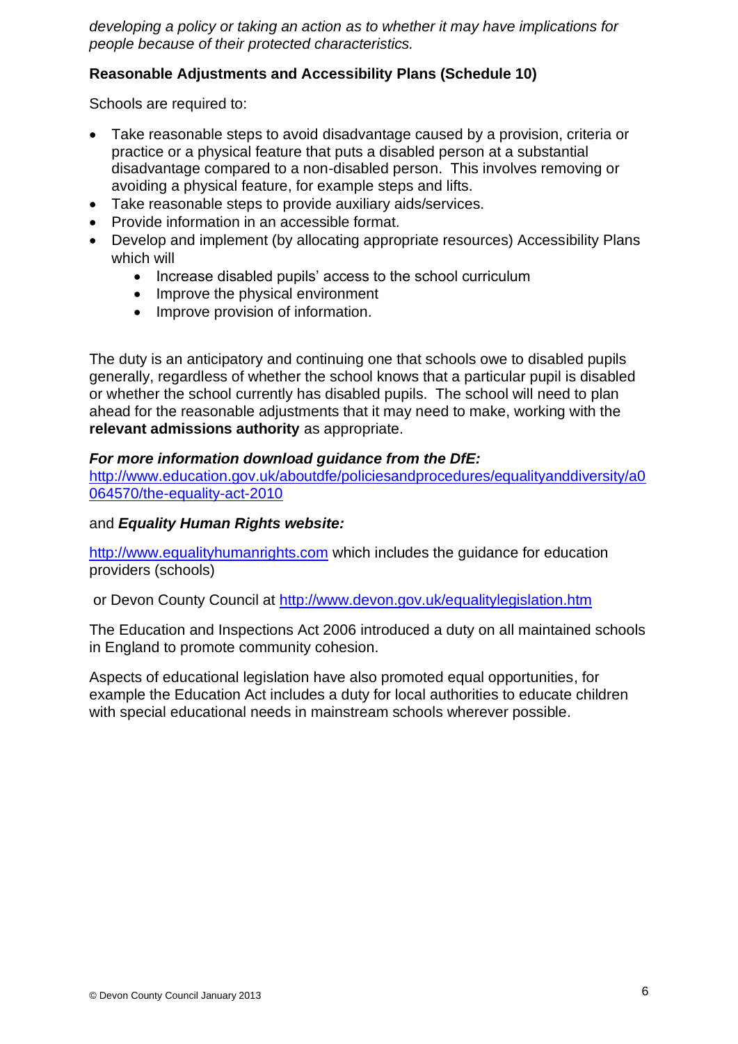*developing a policy or taking an action as to whether it may have implications for people because of their protected characteristics.*

**Reasonable Adjustments and Accessibility Plans (Schedule 10)**

Schools are required to:

- Take reasonable steps to avoid disadvantage caused by a provision, criteria or practice or a physical feature that puts a disabled person at a substantial disadvantage compared to a non-disabled person. This involves removing or avoiding a physical feature, for example steps and lifts.
- Take reasonable steps to provide auxiliary aids/services.
- Provide information in an accessible format.
- Develop and implement (by allocating appropriate resources) Accessibility Plans which will
    - Increase disabled pupils' access to the school curriculum
    - Improve the physical environment
    - Improve provision of information.

The duty is an anticipatory and continuing one that schools owe to disabled pupils generally, regardless of whether the school knows that a particular pupil is disabled or whether the school currently has disabled pupils. The school will need to plan ahead for the reasonable adjustments that it may need to make, working with the **relevant admissions authority** as appropriate.

***For more information download guidance from the DfE:***
http://www.education.gov.uk/aboutdfe/policiesandprocedures/equalityanddiversity/a0064570/the-equality-act-2010

and ***Equality Human Rights website:***

http://www.equalityhumanrights.com which includes the guidance for education providers (schools)

or Devon County Council at http://www.devon.gov.uk/equalitylegislation.htm

The Education and Inspections Act 2006 introduced a duty on all maintained schools in England to promote community cohesion.

Aspects of educational legislation have also promoted equal opportunities, for example the Education Act includes a duty for local authorities to educate children with special educational needs in mainstream schools wherever possible.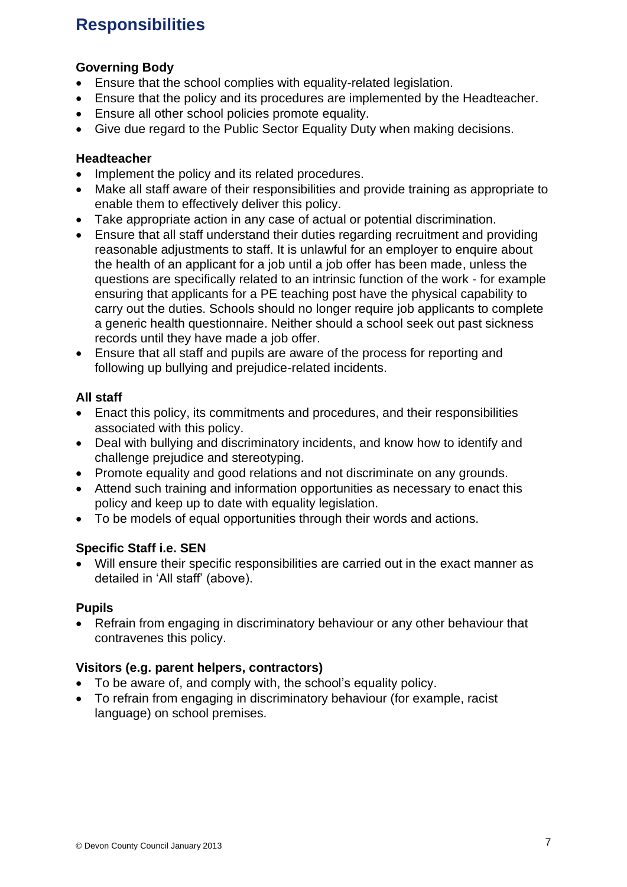## Responsibilities

**Governing Body**

- Ensure that the school complies with equality-related legislation.
- Ensure that the policy and its procedures are implemented by the Headteacher.
- Ensure all other school policies promote equality.
- Give due regard to the Public Sector Equality Duty when making decisions.

**Headteacher**

- Implement the policy and its related procedures.
- Make all staff aware of their responsibilities and provide training as appropriate to enable them to effectively deliver this policy.
- Take appropriate action in any case of actual or potential discrimination.
- Ensure that all staff understand their duties regarding recruitment and providing reasonable adjustments to staff. It is unlawful for an employer to enquire about the health of an applicant for a job until a job offer has been made, unless the questions are specifically related to an intrinsic function of the work - for example ensuring that applicants for a PE teaching post have the physical capability to carry out the duties. Schools should no longer require job applicants to complete a generic health questionnaire. Neither should a school seek out past sickness records until they have made a job offer.
- Ensure that all staff and pupils are aware of the process for reporting and following up bullying and prejudice-related incidents.

**All staff**

- Enact this policy, its commitments and procedures, and their responsibilities associated with this policy.
- Deal with bullying and discriminatory incidents, and know how to identify and challenge prejudice and stereotyping.
- Promote equality and good relations and not discriminate on any grounds.
- Attend such training and information opportunities as necessary to enact this policy and keep up to date with equality legislation.
- To be models of equal opportunities through their words and actions.

**Specific Staff i.e. SEN**

- Will ensure their specific responsibilities are carried out in the exact manner as detailed in 'All staff' (above).

**Pupils**

- Refrain from engaging in discriminatory behaviour or any other behaviour that contravenes this policy.

**Visitors (e.g. parent helpers, contractors)**

- To be aware of, and comply with, the school's equality policy.
- To refrain from engaging in discriminatory behaviour (for example, racist language) on school premises.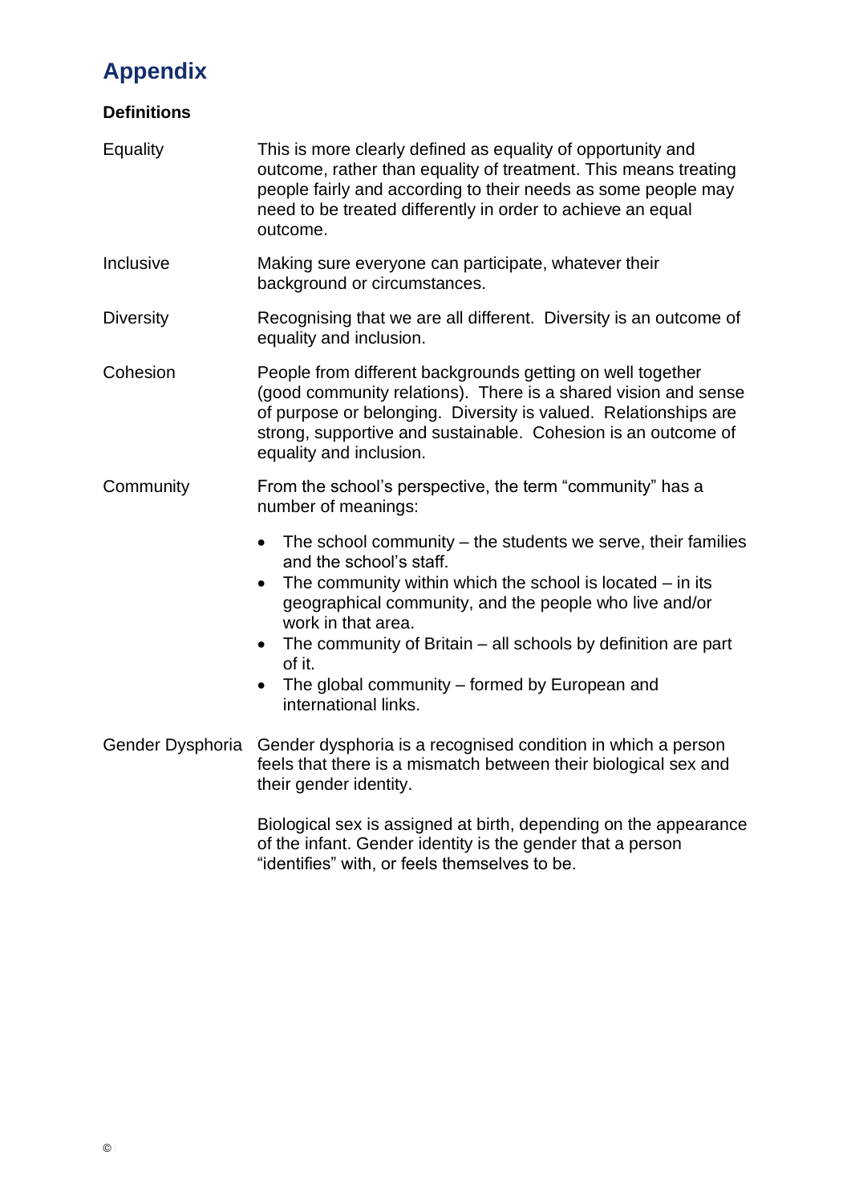## Appendix

### Definitions

| | |
|---|---|
| Equality | This is more clearly defined as equality of opportunity and outcome, rather than equality of treatment. This means treating people fairly and according to their needs as some people may need to be treated differently in order to achieve an equal outcome. |
| Inclusive | Making sure everyone can participate, whatever their background or circumstances. |
| Diversity | Recognising that we are all different. Diversity is an outcome of equality and inclusion. |
| Cohesion | People from different backgrounds getting on well together (good community relations). There is a shared vision and sense of purpose or belonging. Diversity is valued. Relationships are strong, supportive and sustainable. Cohesion is an outcome of equality and inclusion. |
| Community | From the school's perspective, the term "community" has a number of meanings:<br>• The school community – the students we serve, their families and the school's staff.<br>• The community within which the school is located – in its geographical community, and the people who live and/or work in that area.<br>• The community of Britain – all schools by definition are part of it.<br>• The global community – formed by European and international links. |
| Gender Dysphoria | Gender dysphoria is a recognised condition in which a person feels that there is a mismatch between their biological sex and their gender identity.<br><br>Biological sex is assigned at birth, depending on the appearance of the infant. Gender identity is the gender that a person "identifies" with, or feels themselves to be. |